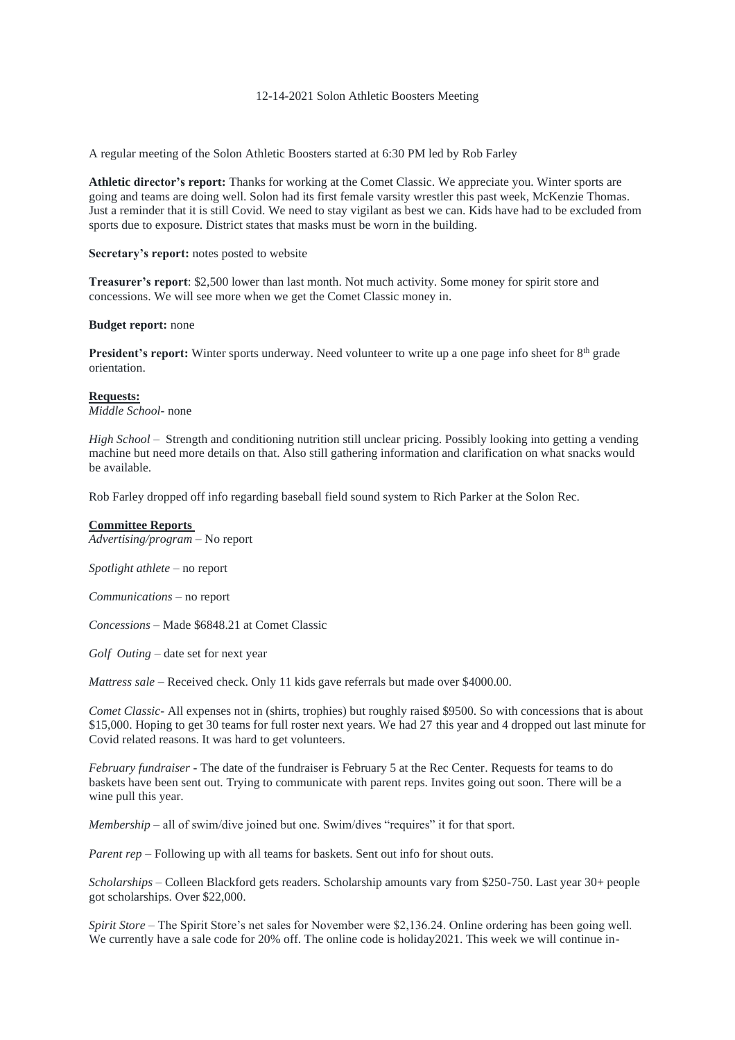12-14-2021 Solon Athletic Boosters Meeting

A regular meeting of the Solon Athletic Boosters started at 6:30 PM led by Rob Farley

**Athletic director's report:** Thanks for working at the Comet Classic. We appreciate you. Winter sports are going and teams are doing well. Solon had its first female varsity wrestler this past week, McKenzie Thomas. Just a reminder that it is still Covid. We need to stay vigilant as best we can. Kids have had to be excluded from sports due to exposure. District states that masks must be worn in the building.

**Secretary's report:** notes posted to website

**Treasurer's report**: $2,500 lower than last month. Not much activity. Some money for spirit store and concessions. We will see more when we get the Comet Classic money in.

**Budget report:** none

**President's report:** Winter sports underway. Need volunteer to write up a one page info sheet for 8th grade orientation.

**Requests:**

*Middle School*- none

*High School* – Strength and conditioning nutrition still unclear pricing. Possibly looking into getting a vending machine but need more details on that. Also still gathering information and clarification on what snacks would be available.

Rob Farley dropped off info regarding baseball field sound system to Rich Parker at the Solon Rec.

**Committee Reports**

*Advertising/program* – No report

*Spotlight athlete* – no report

*Communications* – no report

*Concessions* – Made $6848.21 at Comet Classic

*Golf Outing* – date set for next year

*Mattress sale* – Received check. Only 11 kids gave referrals but made over $4000.00.

*Comet Classic*- All expenses not in (shirts, trophies) but roughly raised $9500. So with concessions that is about $15,000. Hoping to get 30 teams for full roster next years. We had 27 this year and 4 dropped out last minute for Covid related reasons. It was hard to get volunteers.

*February fundraiser* - The date of the fundraiser is February 5 at the Rec Center. Requests for teams to do baskets have been sent out. Trying to communicate with parent reps. Invites going out soon. There will be a wine pull this year.

*Membership* – all of swim/dive joined but one. Swim/dives "requires" it for that sport.

*Parent rep* – Following up with all teams for baskets. Sent out info for shout outs.

*Scholarships* – Colleen Blackford gets readers. Scholarship amounts vary from $250-750. Last year 30+ people got scholarships. Over $22,000.

*Spirit Store* – The Spirit Store's net sales for November were $2,136.24. Online ordering has been going well. We currently have a sale code for 20% off. The online code is holiday2021. This week we will continue in-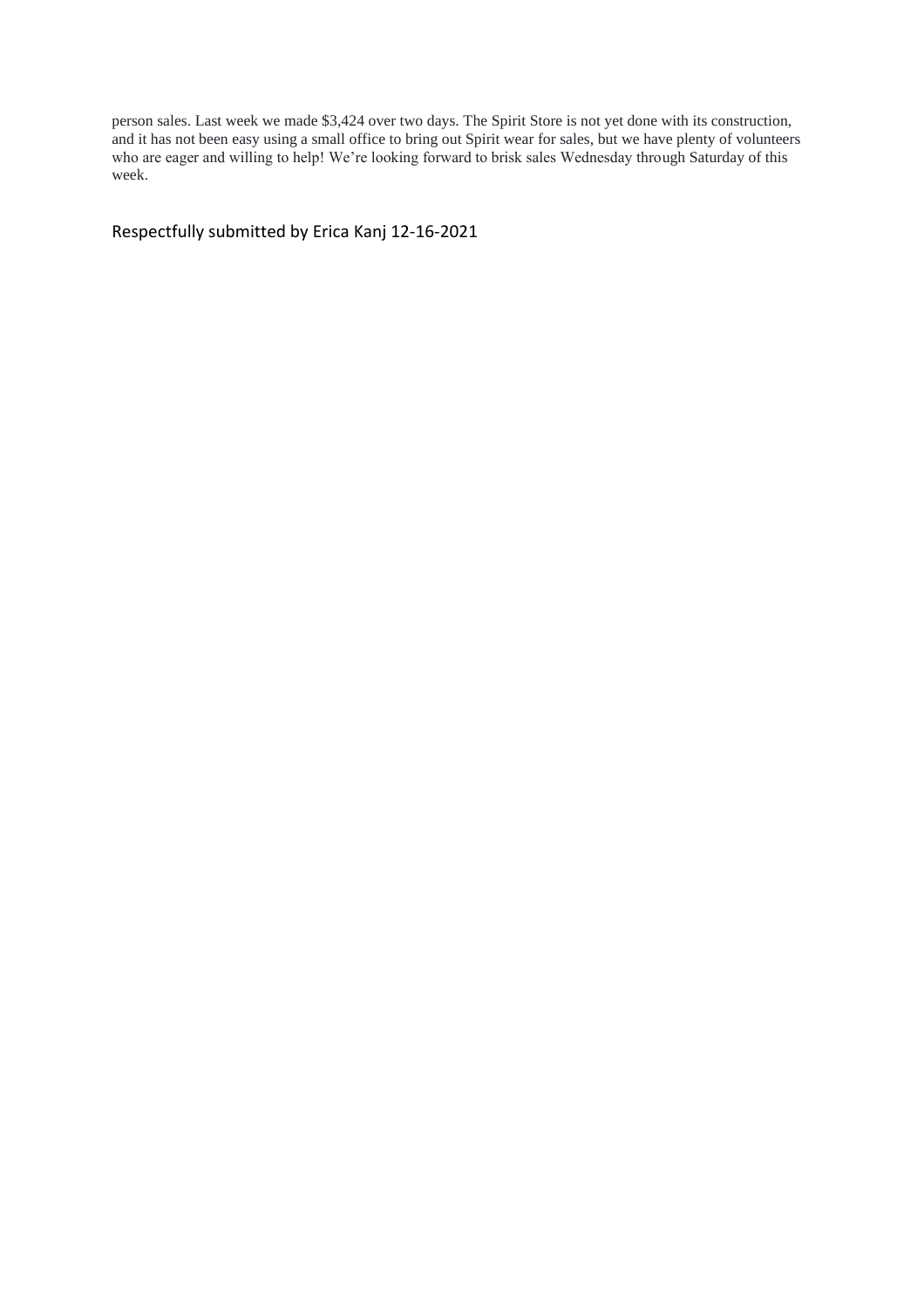person sales. Last week we made $3,424 over two days. The Spirit Store is not yet done with its construction, and it has not been easy using a small office to bring out Spirit wear for sales, but we have plenty of volunteers who are eager and willing to help! We're looking forward to brisk sales Wednesday through Saturday of this week.

Respectfully submitted by Erica Kanj 12-16-2021